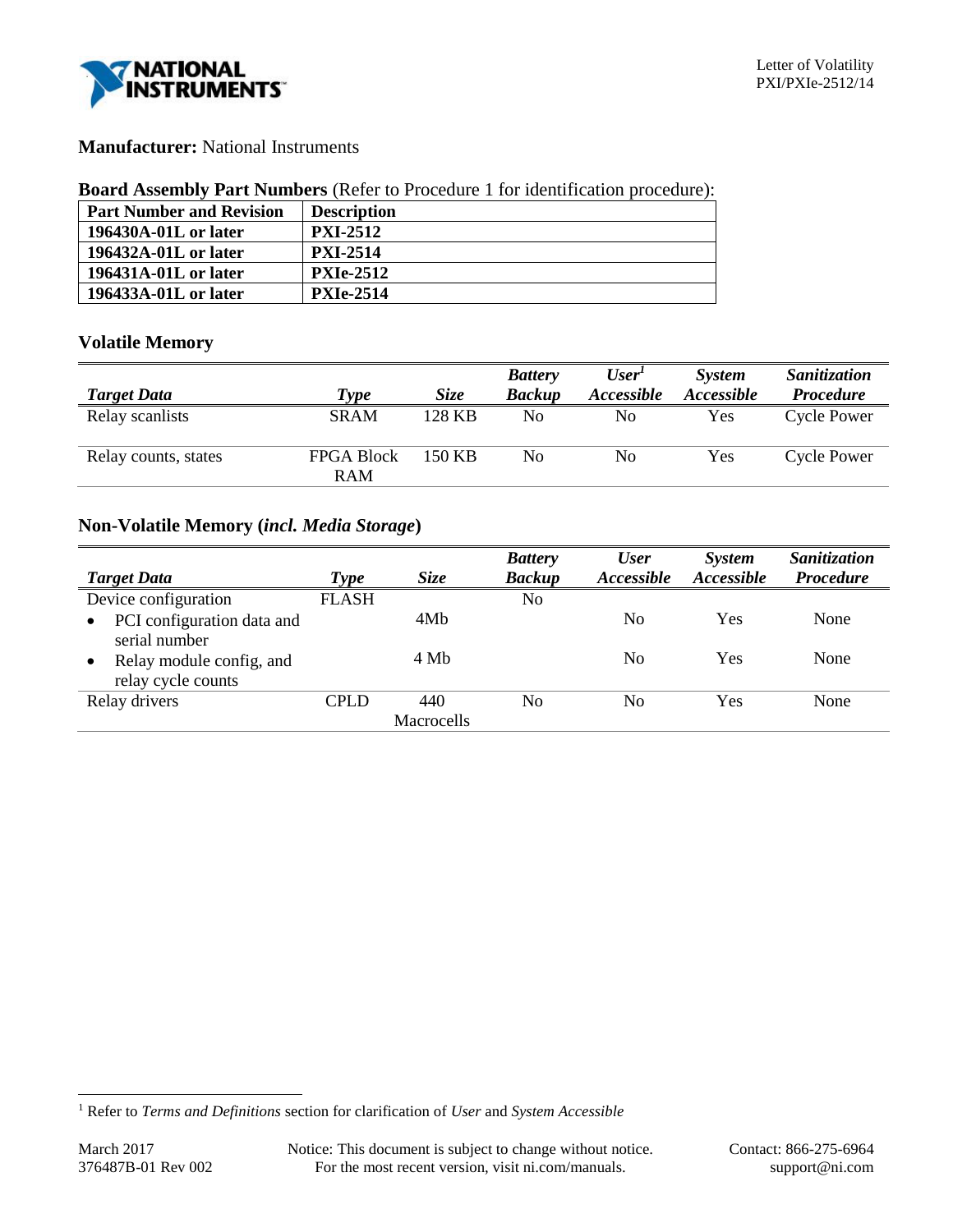**Manufacturer:** National Instruments

**Board Assembly Part Numbers** (Refer to Procedure 1 for identification procedure):

| Part Number and Revision | Description |
|---|---|
| 196430A-01L or later | PXI-2512 |
| 196432A-01L or later | PXI-2514 |
| 196431A-01L or later | PXIe-2512 |
| 196433A-01L or later | PXIe-2514 |

## Volatile Memory

| *Target Data* | *Type* | *Size* | *Battery Backup* | *User[1] Accessible* | *System Accessible* | *Sanitization Procedure* |
|---|---|---|---|---|---|---|
| Relay scanlists | SRAM | 128 KB | No | No | Yes | Cycle Power |
| Relay counts, states | FPGA Block RAM | 150 KB | No | No | Yes | Cycle Power |

## Non-Volatile Memory (*incl. Media Storage*)

| *Target Data* | *Type* | *Size* | *Battery Backup* | *User Accessible* | *System Accessible* | *Sanitization Procedure* |
|---|---|---|---|---|---|---|
| Device configuration | FLASH | | No | | | |
| • PCI configuration data and serial number | | 4Mb | | No | Yes | None |
| • Relay module config, and relay cycle counts | | 4 Mb | | No | Yes | None |
| Relay drivers | CPLD | 440 Macrocells | No | No | Yes | None |

[1] Refer to *Terms and Definitions* section for clarification of *User* and *System Accessible*

March 2017
376487B-01 Rev 002

Notice: This document is subject to change without notice.
For the most recent version, visit ni.com/manuals.

Contact: 866-275-6964
support@ni.com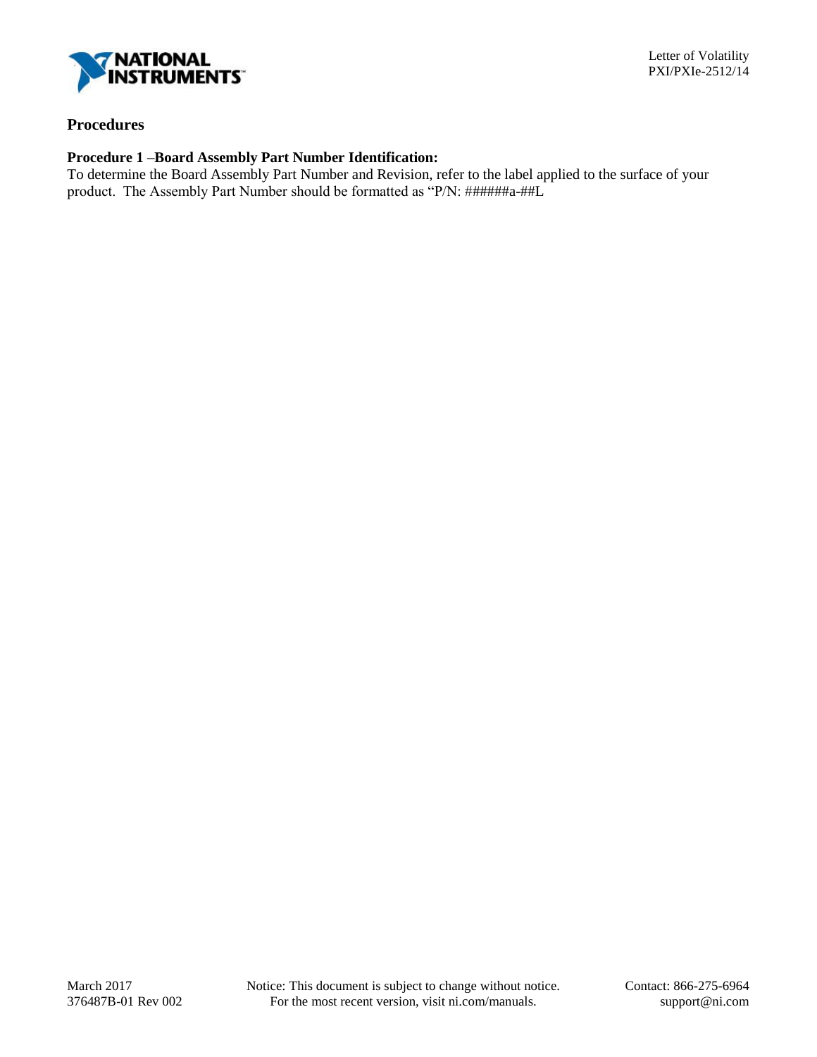## Procedures

### Procedure 1 –Board Assembly Part Number Identification:

To determine the Board Assembly Part Number and Revision, refer to the label applied to the surface of your product. The Assembly Part Number should be formatted as "P/N: ######a-##L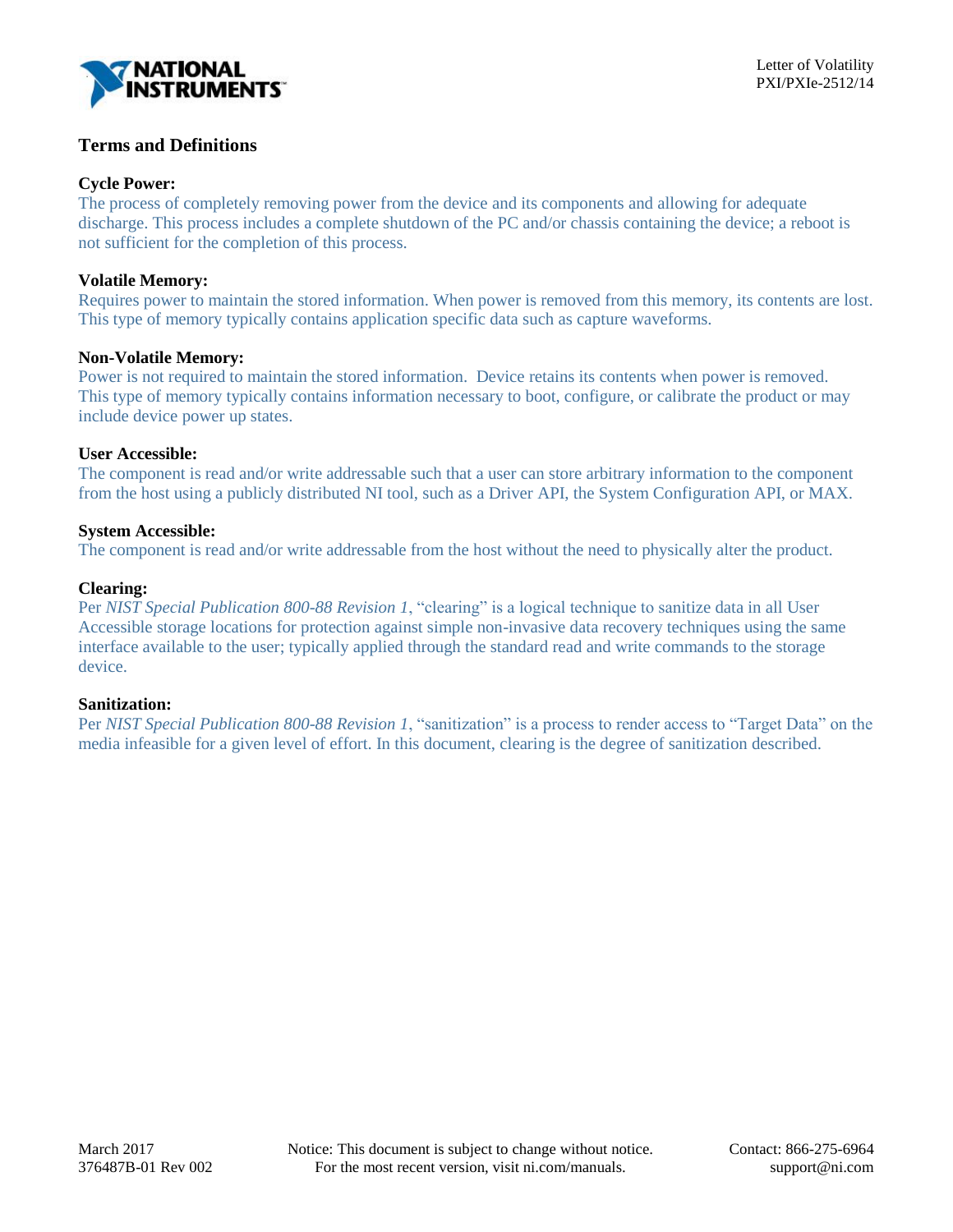## Terms and Definitions

**Cycle Power:**
The process of completely removing power from the device and its components and allowing for adequate discharge. This process includes a complete shutdown of the PC and/or chassis containing the device; a reboot is not sufficient for the completion of this process.

**Volatile Memory:**
Requires power to maintain the stored information. When power is removed from this memory, its contents are lost. This type of memory typically contains application specific data such as capture waveforms.

**Non-Volatile Memory:**
Power is not required to maintain the stored information. Device retains its contents when power is removed. This type of memory typically contains information necessary to boot, configure, or calibrate the product or may include device power up states.

**User Accessible:**
The component is read and/or write addressable such that a user can store arbitrary information to the component from the host using a publicly distributed NI tool, such as a Driver API, the System Configuration API, or MAX.

**System Accessible:**
The component is read and/or write addressable from the host without the need to physically alter the product.

**Clearing:**
Per *NIST Special Publication 800-88 Revision 1*, "clearing" is a logical technique to sanitize data in all User Accessible storage locations for protection against simple non-invasive data recovery techniques using the same interface available to the user; typically applied through the standard read and write commands to the storage device.

**Sanitization:**
Per *NIST Special Publication 800-88 Revision 1*, "sanitization" is a process to render access to "Target Data" on the media infeasible for a given level of effort. In this document, clearing is the degree of sanitization described.